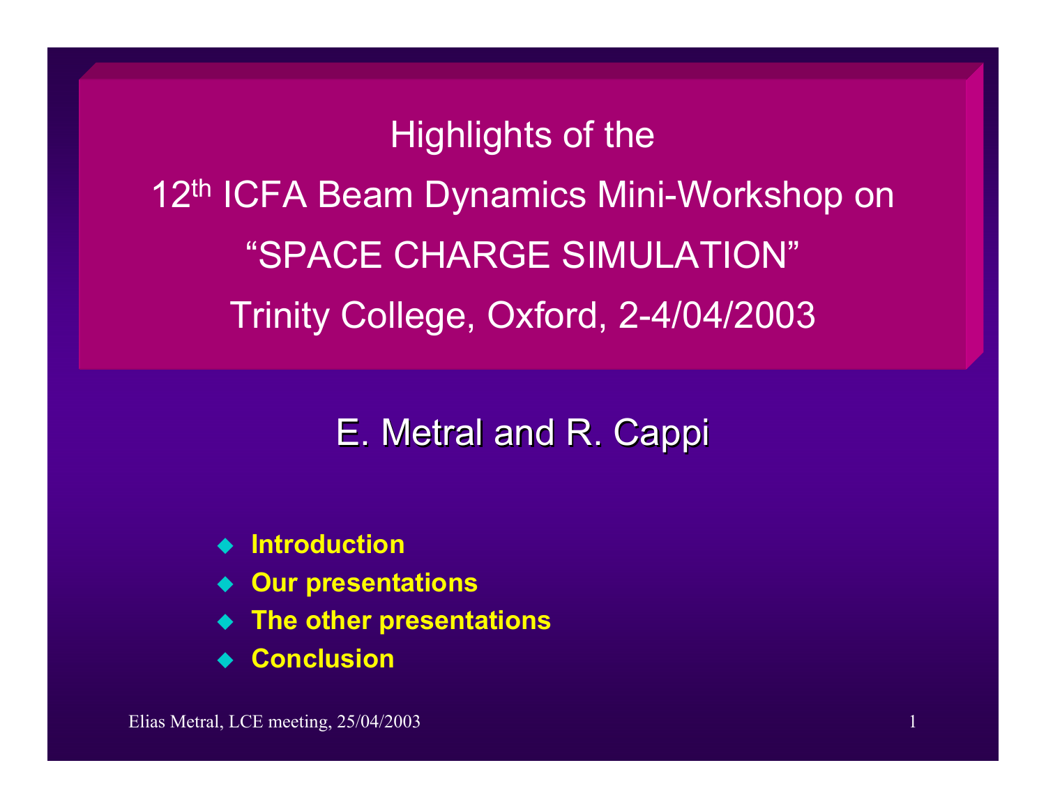# Highlights of the 12$^{th}$ ICFA Beam Dynamics Mini-Workshop on "SPACE CHARGE SIMULATION" Trinity College, Oxford, 2-4/04/2003

## E. Metral and R. Cappi

- **Introduction**
- **Our presentations**
- **The other presentations**
- **Conclusion**

Elias Metral, LCE meeting, 25/04/2003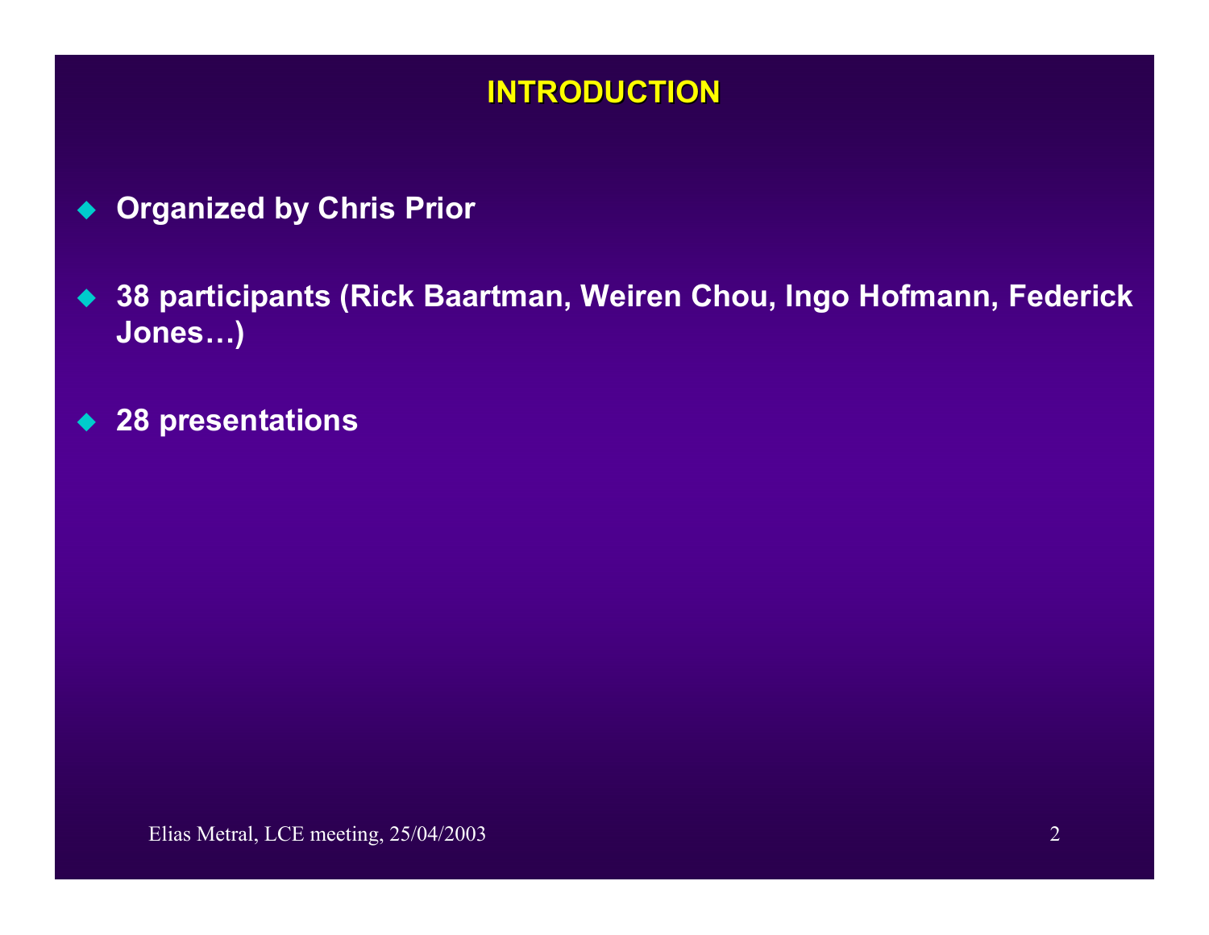# INTRODUCTION

- **Organized by Chris Prior**

- **38 participants (Rick Baartman, Weiren Chou, Ingo Hofmann, Federick Jones…)**

- **28 presentations**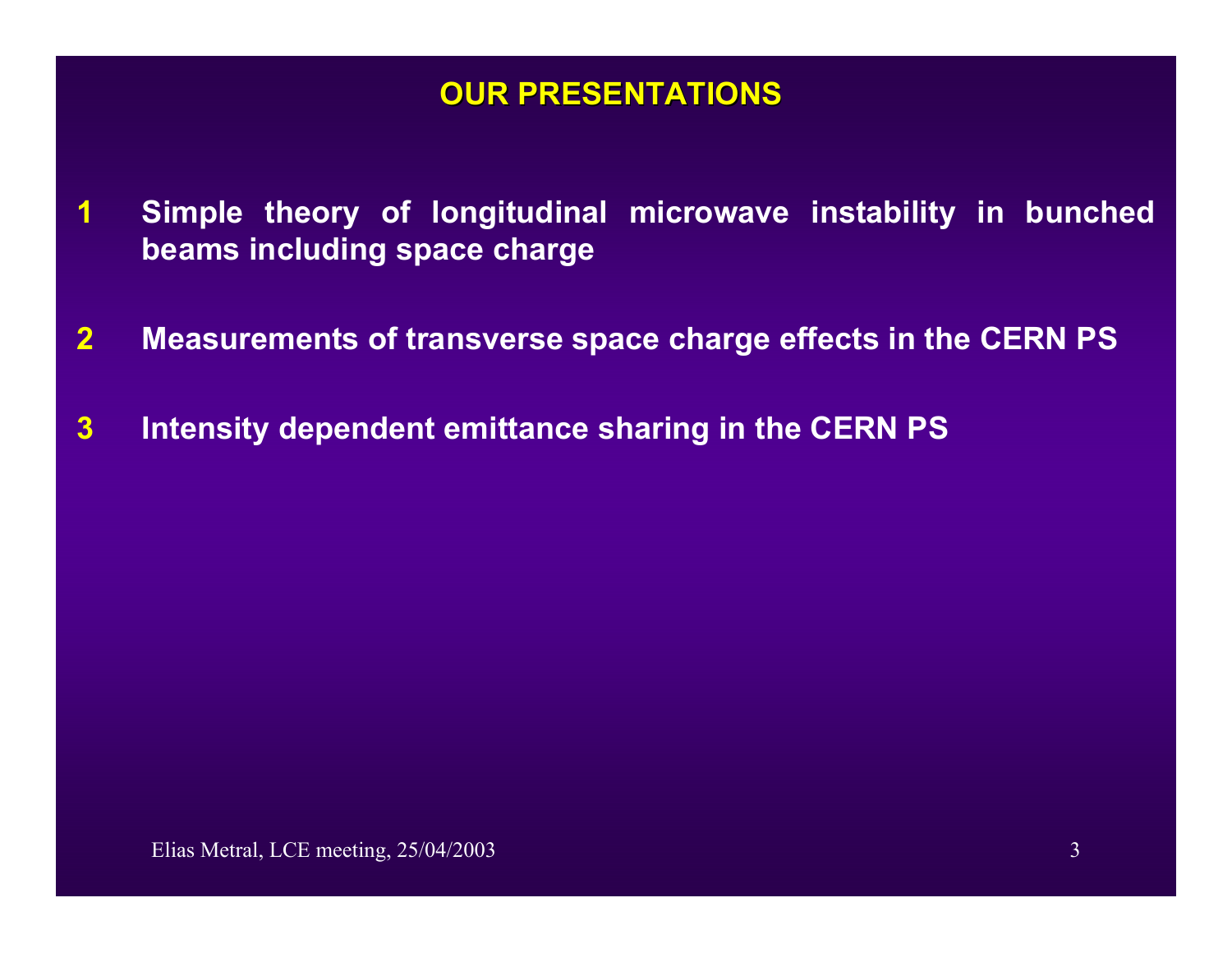## OUR PRESENTATIONS

1. Simple theory of longitudinal microwave instability in bunched beams including space charge

2. Measurements of transverse space charge effects in the CERN PS

3. Intensity dependent emittance sharing in the CERN PS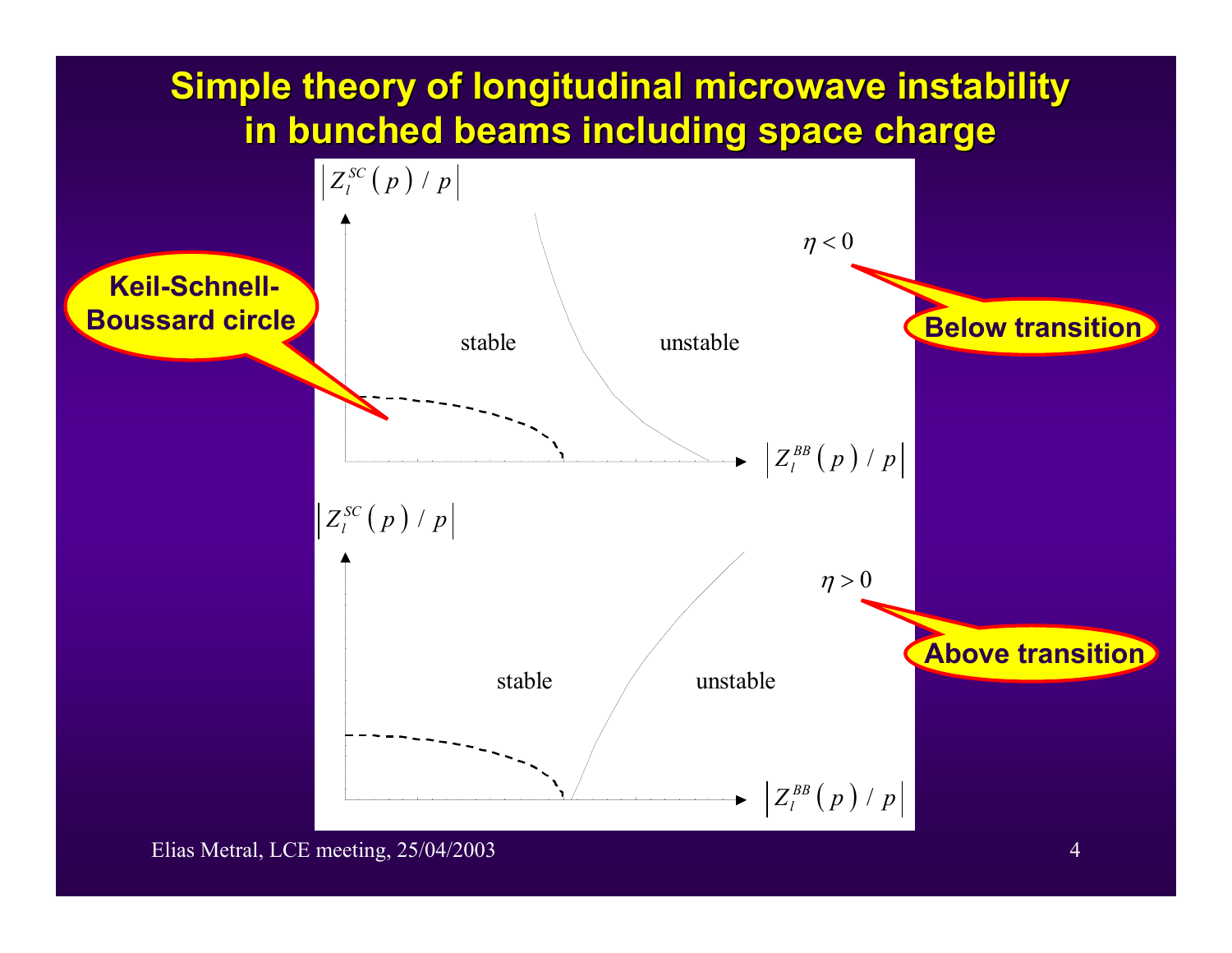# Simple theory of longitudinal microwave instability in bunched beams including space charge

$\left| Z_l^{SC}(p) / p \right|$

Keil-Schnell-Boussard circle

stable

unstable

$\eta < 0$

Below transition

$\left| Z_l^{BB}(p) / p \right|$

$\left| Z_l^{SC}(p) / p \right|$

stable

unstable

$\eta > 0$

Above transition

$\left| Z_l^{BB}(p) / p \right|$

Elias Metral, LCE meeting, 25/04/2003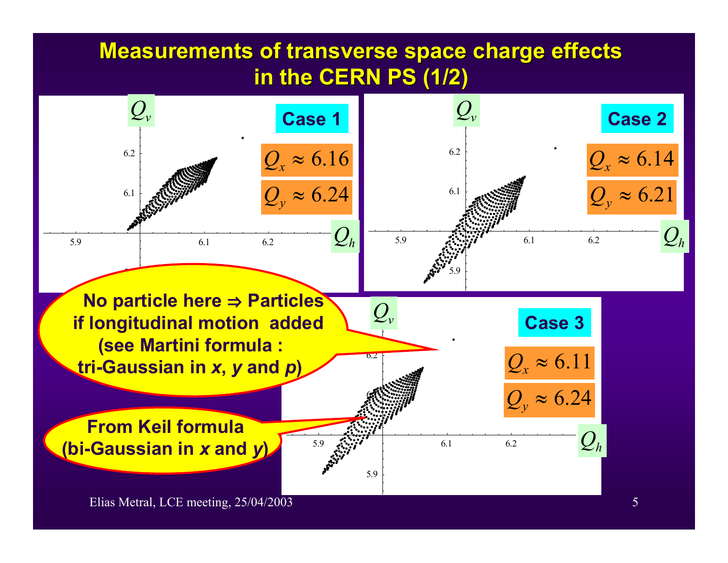# Measurements of transverse space charge effects in the CERN PS (1/2)

**Case 1**

$Q_x \approx 6.16$

$Q_y \approx 6.24$

**Case 2**

$Q_x \approx 6.14$

$Q_y \approx 6.21$

**Case 3**

$Q_x \approx 6.11$

$Q_y \approx 6.24$

**No particle here ⇒ Particles if longitudinal motion added (see Martini formula : tri-Gaussian in *x*, *y* and *p*)**

**From Keil formula (bi-Gaussian in *x* and *y*)**

Elias Metral, LCE meeting, 25/04/2003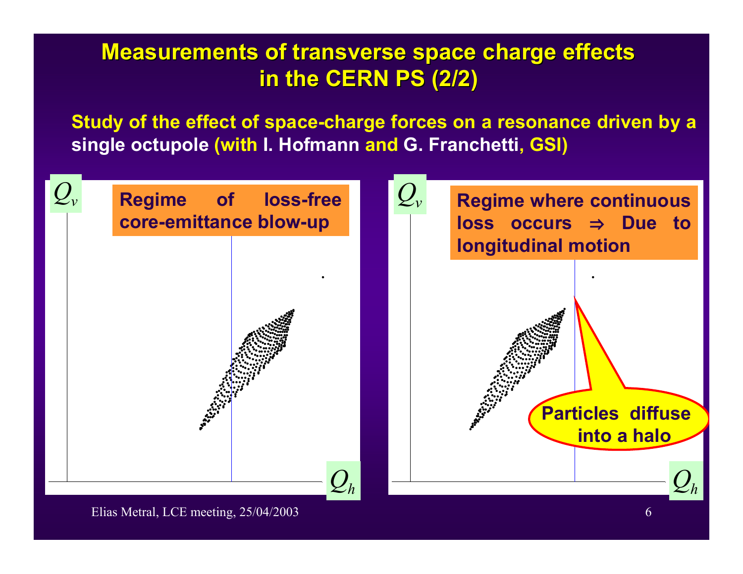# Measurements of transverse space charge effects in the CERN PS (2/2)

**Study of the effect of space-charge forces on a resonance driven by a single octupole (with I. Hofmann and G. Franchetti, GSI)**

$Q_v$

**Regime of loss-free core-emittance blow-up**

$Q_h$

$Q_v$

**Regime where continuous loss occurs ⇒ Due to longitudinal motion**

**Particles diffuse into a halo**

$Q_h$

Elias Metral, LCE meeting, 25/04/2003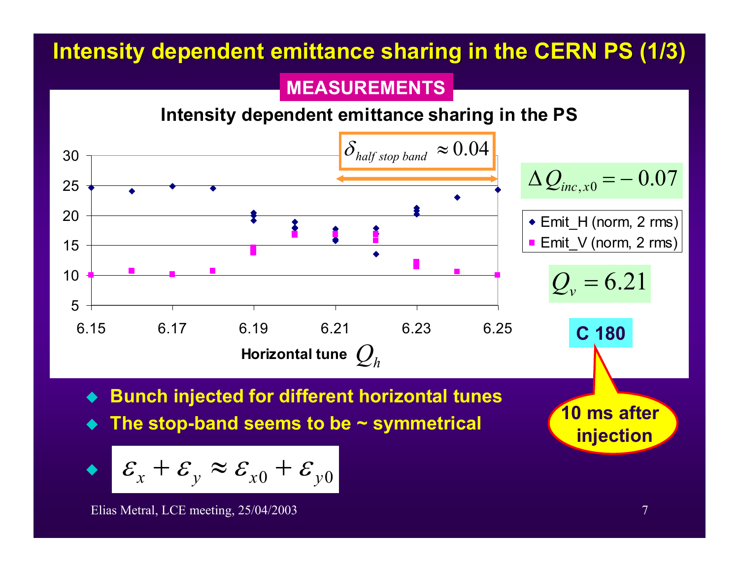# Intensity dependent emittance sharing in the CERN PS (1/3)

**MEASUREMENTS**

**Intensity dependent emittance sharing in the PS**

$\delta_{half\ stop\ band} \approx 0.04$

$\Delta Q_{inc,x0} = -0.07$

- Emit_H (norm, 2 rms)
- Emit_V (norm, 2 rms)

$Q_v = 6.21$

**C 180**

**10 ms after injection**

Horizontal tune $Q_h$

- **Bunch injected for different horizontal tunes**
- **The stop-band seems to be ~ symmetrical**
- $\varepsilon_x + \varepsilon_y \approx \varepsilon_{x0} + \varepsilon_{y0}$

Elias Metral, LCE meeting, 25/04/2003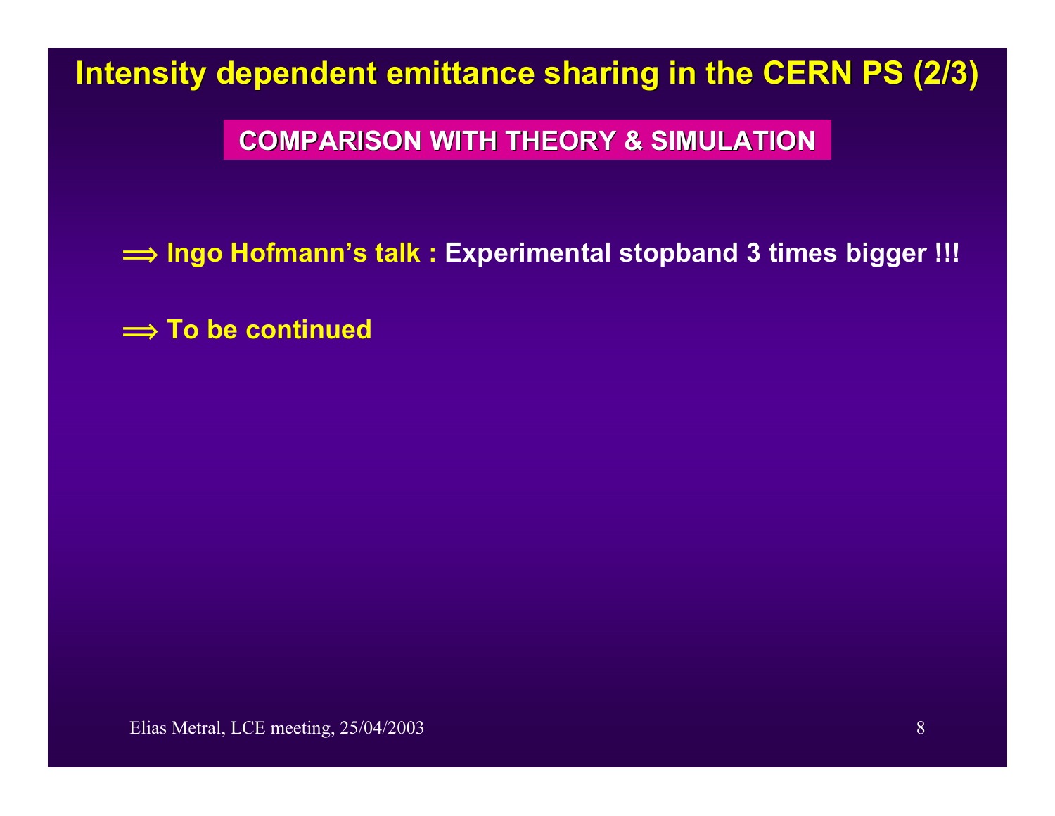# Intensity dependent emittance sharing in the CERN PS (2/3)

## COMPARISON WITH THEORY & SIMULATION

⟹ **Ingo Hofmann's talk : Experimental stopband 3 times bigger !!!**

⟹ **To be continued**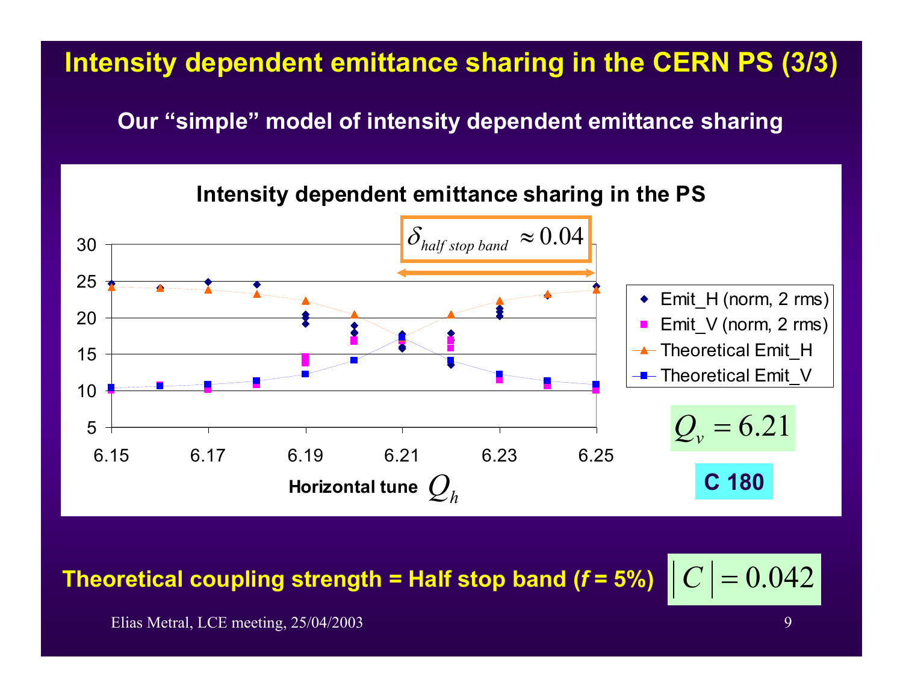# Intensity dependent emittance sharing in the CERN PS (3/3)

**Our "simple" model of intensity dependent emittance sharing**

**Intensity dependent emittance sharing in the PS**

$\delta_{half\ stop\ band} \approx 0.04$

- Emit_H (norm, 2 rms)
- Emit_V (norm, 2 rms)
- Theoretical Emit_H
- Theoretical Emit_V

**Horizontal tune** $Q_h$

$Q_v = 6.21$

**C 180**

**Theoretical coupling strength = Half stop band (*f* = 5%)** $|C| = 0.042$

Elias Metral, LCE meeting, 25/04/2003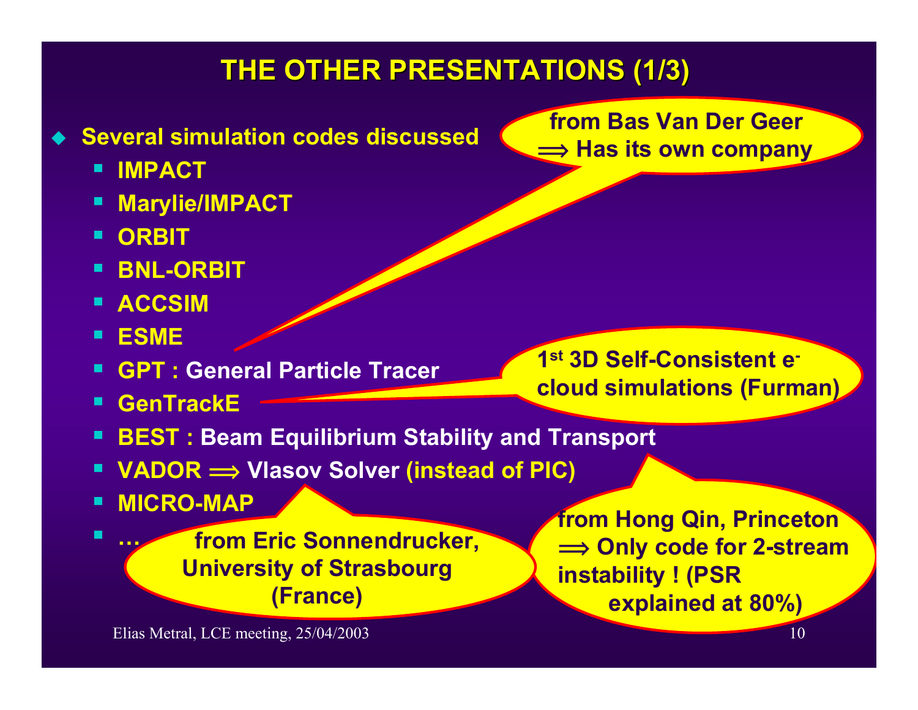# THE OTHER PRESENTATIONS (1/3)

- **Several simulation codes discussed**
  - **IMPACT**
  - **Marylie/IMPACT**
  - **ORBIT**
  - **BNL-ORBIT**
  - **ACCSIM**
  - **ESME**
  - **GPT : General Particle Tracer**
  - **GenTrackE**
  - **BEST : Beam Equilibrium Stability and Transport**
  - **VADOR ⟹ Vlasov Solver (instead of PIC)**
  - **MICRO-MAP**
  - **…**

**from Bas Van Der Geer ⟹ Has its own company**

**1st 3D Self-Consistent $e^-$ cloud simulations (Furman)**

**from Eric Sonnendrucker, University of Strasbourg (France)**

**from Hong Qin, Princeton ⟹ Only code for 2-stream instability ! (PSR explained at 80%)**

Elias Metral, LCE meeting, 25/04/2003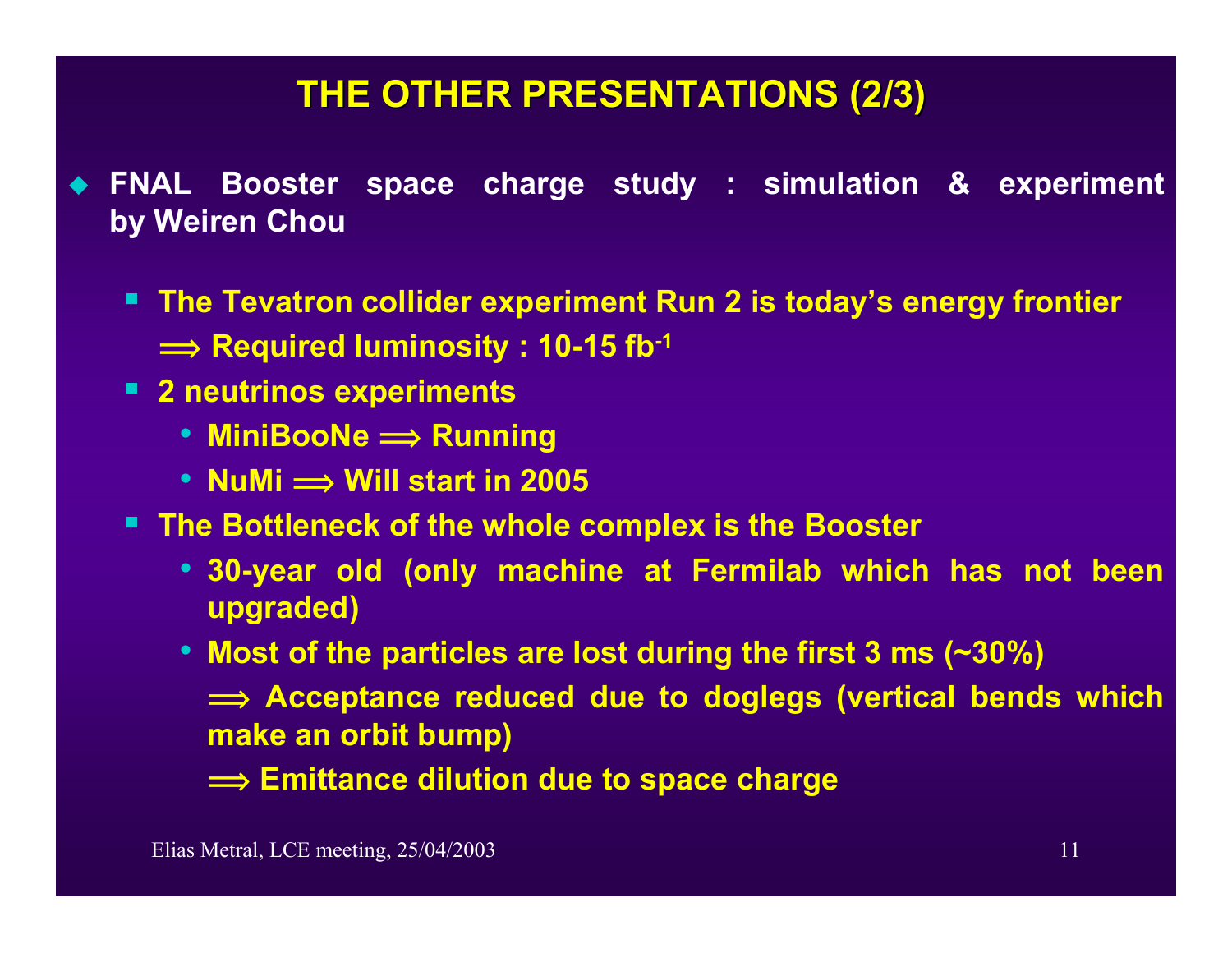# THE OTHER PRESENTATIONS (2/3)

- **FNAL Booster space charge study : simulation & experiment by Weiren Chou**
  - **The Tevatron collider experiment Run 2 is today's energy frontier**
    **⟹ Required luminosity : 10-15 $fb^{-1}$**
  - **2 neutrinos experiments**
    - **MiniBooNe ⟹ Running**
    - **NuMi ⟹ Will start in 2005**
  - **The Bottleneck of the whole complex is the Booster**
    - **30-year old (only machine at Fermilab which has not been upgraded)**
    - **Most of the particles are lost during the first 3 ms (~30%)**
      **⟹ Acceptance reduced due to doglegs (vertical bends which make an orbit bump)**
      **⟹ Emittance dilution due to space charge**

Elias Metral, LCE meeting, 25/04/2003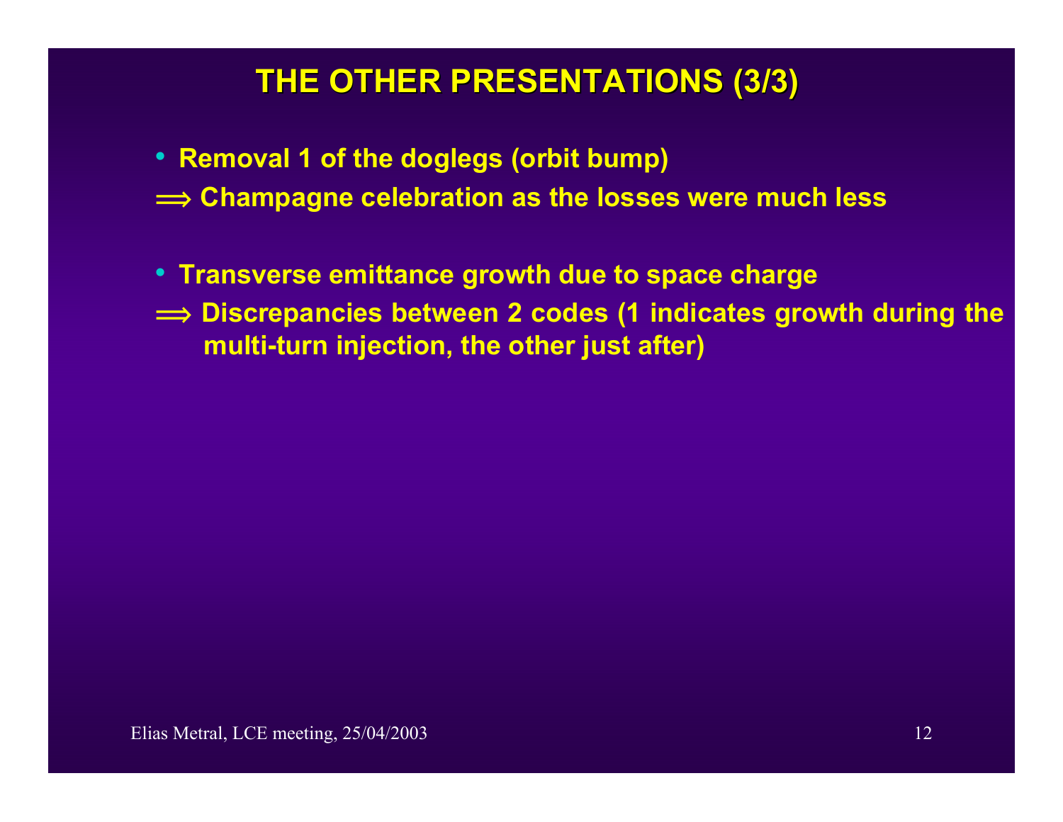# THE OTHER PRESENTATIONS (3/3)

- Removal 1 of the doglegs (orbit bump)

$\Longrightarrow$ Champagne celebration as the losses were much less

- Transverse emittance growth due to space charge

$\Longrightarrow$ Discrepancies between 2 codes (1 indicates growth during the multi-turn injection, the other just after)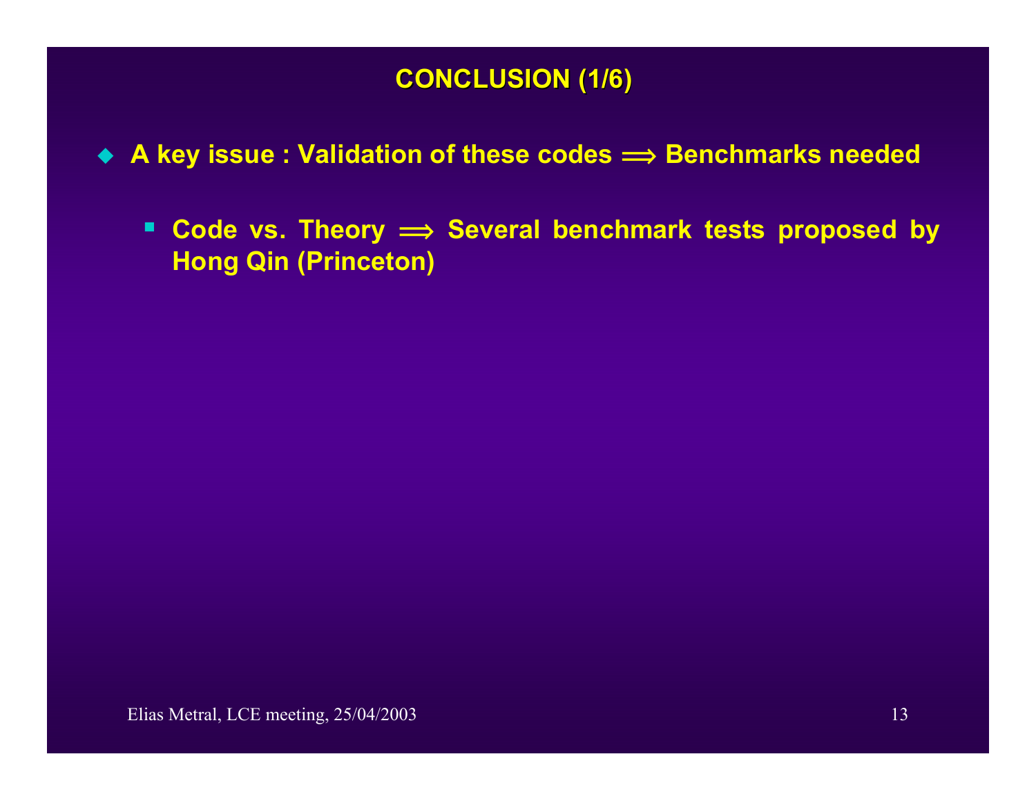## CONCLUSION (1/6)

- **A key issue : Validation of these codes $\Longrightarrow$ Benchmarks needed**
  - **Code vs. Theory $\Longrightarrow$ Several benchmark tests proposed by Hong Qin (Princeton)**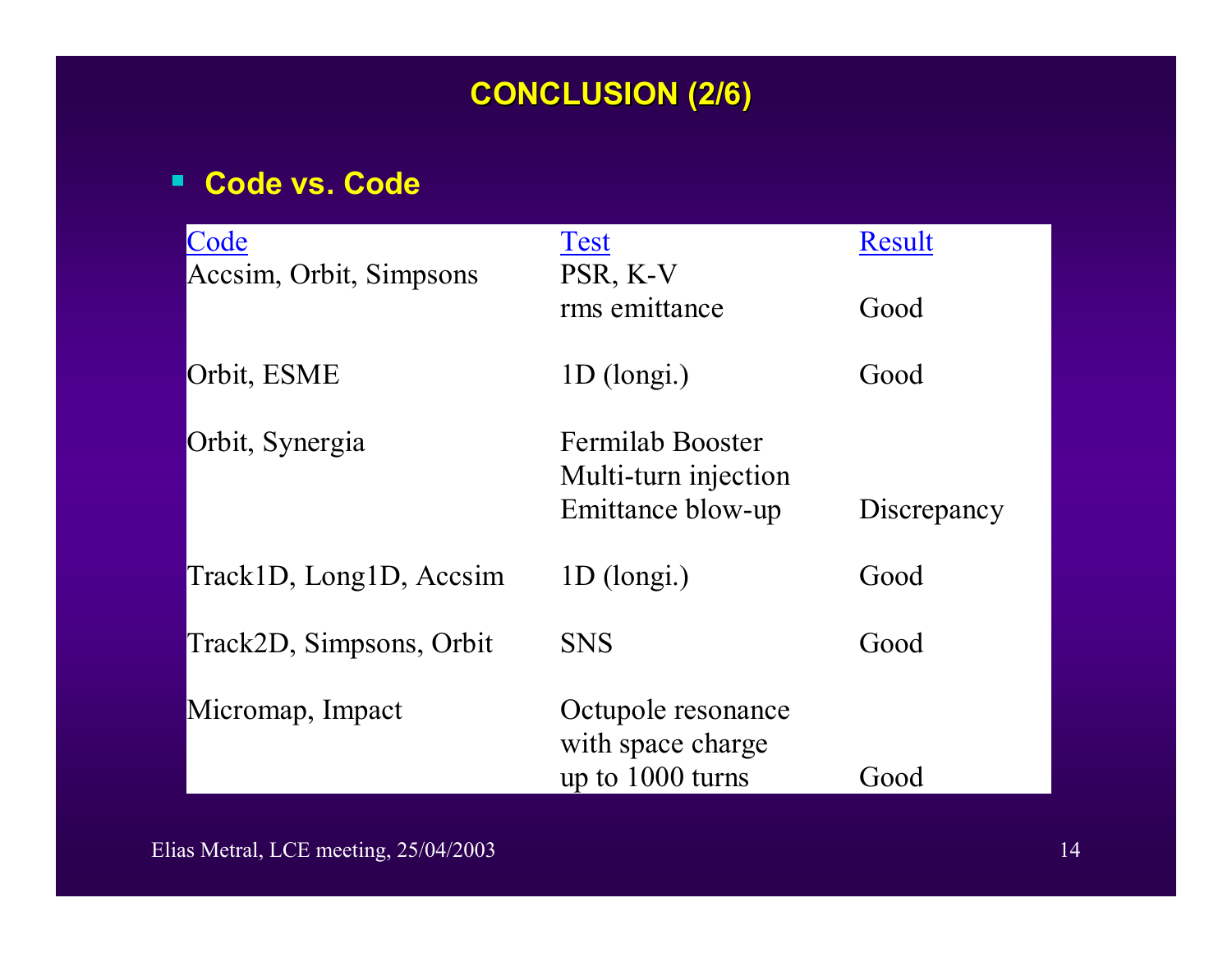# CONCLUSION (2/6)

- **Code vs. Code**

| Code | Test | Result |
|---|---|---|
| Accsim, Orbit, Simpsons | PSR, K-V rms emittance | Good |
| Orbit, ESME | 1D (longi.) | Good |
| Orbit, Synergia | Fermilab Booster Multi-turn injection Emittance blow-up | Discrepancy |
| Track1D, Long1D, Accsim | 1D (longi.) | Good |
| Track2D, Simpsons, Orbit | SNS | Good |
| Micromap, Impact | Octupole resonance with space charge up to 1000 turns | Good |

Elias Metral, LCE meeting, 25/04/2003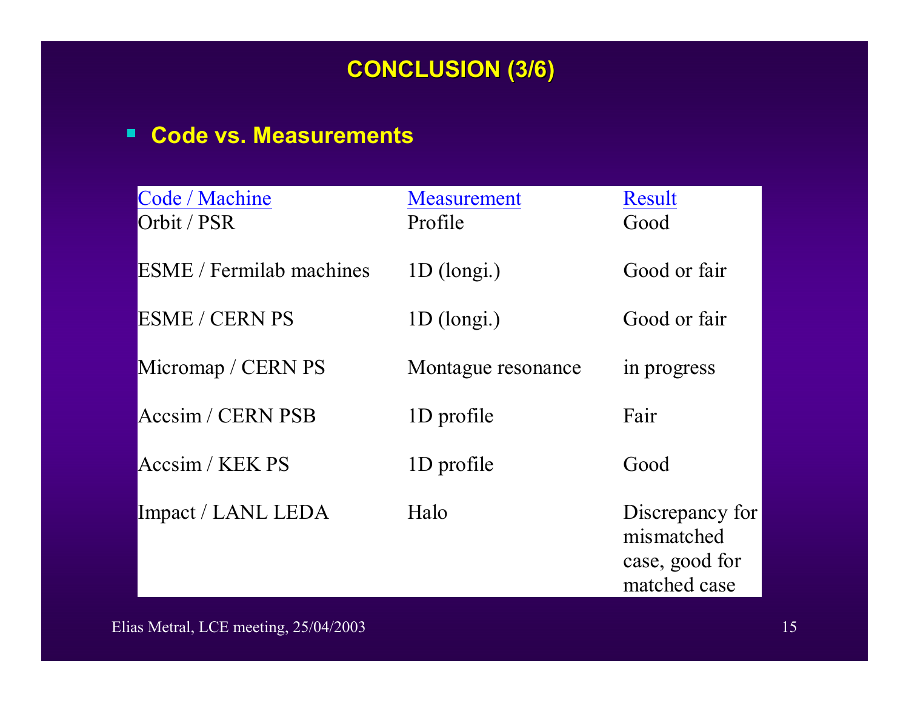# CONCLUSION (3/6)

- **Code vs. Measurements**

| Code / Machine | Measurement | Result |
|---|---|---|
| Orbit / PSR | Profile | Good |
| ESME / Fermilab machines | 1D (longi.) | Good or fair |
| ESME / CERN PS | 1D (longi.) | Good or fair |
| Micromap / CERN PS | Montague resonance | in progress |
| Accsim / CERN PSB | 1D profile | Fair |
| Accsim / KEK PS | 1D profile | Good |
| Impact / LANL LEDA | Halo | Discrepancy for mismatched case, good for matched case |

Elias Metral, LCE meeting, 25/04/2003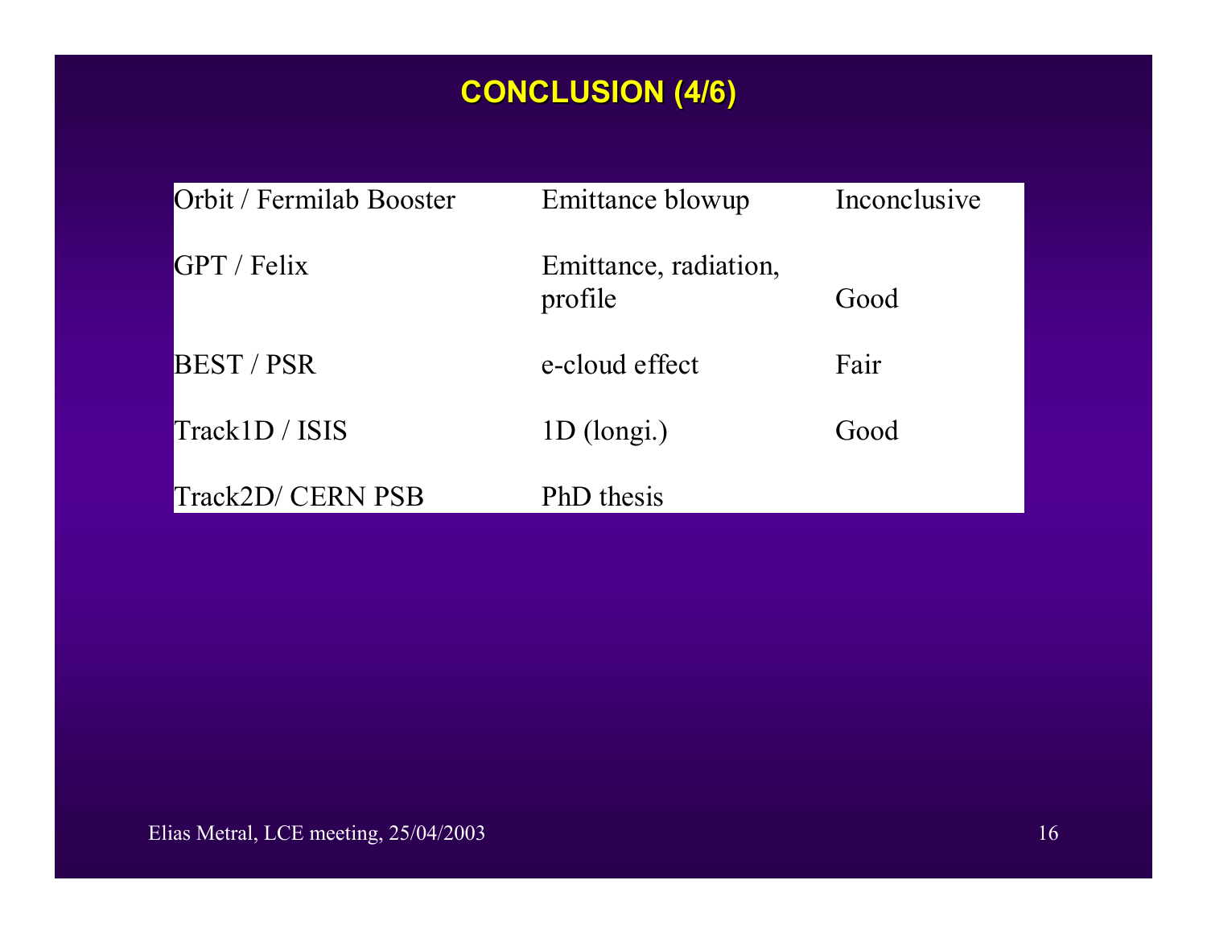# CONCLUSION (4/6)

| | | |
|---|---|---|
| Orbit / Fermilab Booster | Emittance blowup | Inconclusive |
| GPT / Felix | Emittance, radiation, profile | Good |
| BEST / PSR | e-cloud effect | Fair |
| Track1D / ISIS | 1D (longi.) | Good |
| Track2D/ CERN PSB | PhD thesis | |

Elias Metral, LCE meeting, 25/04/2003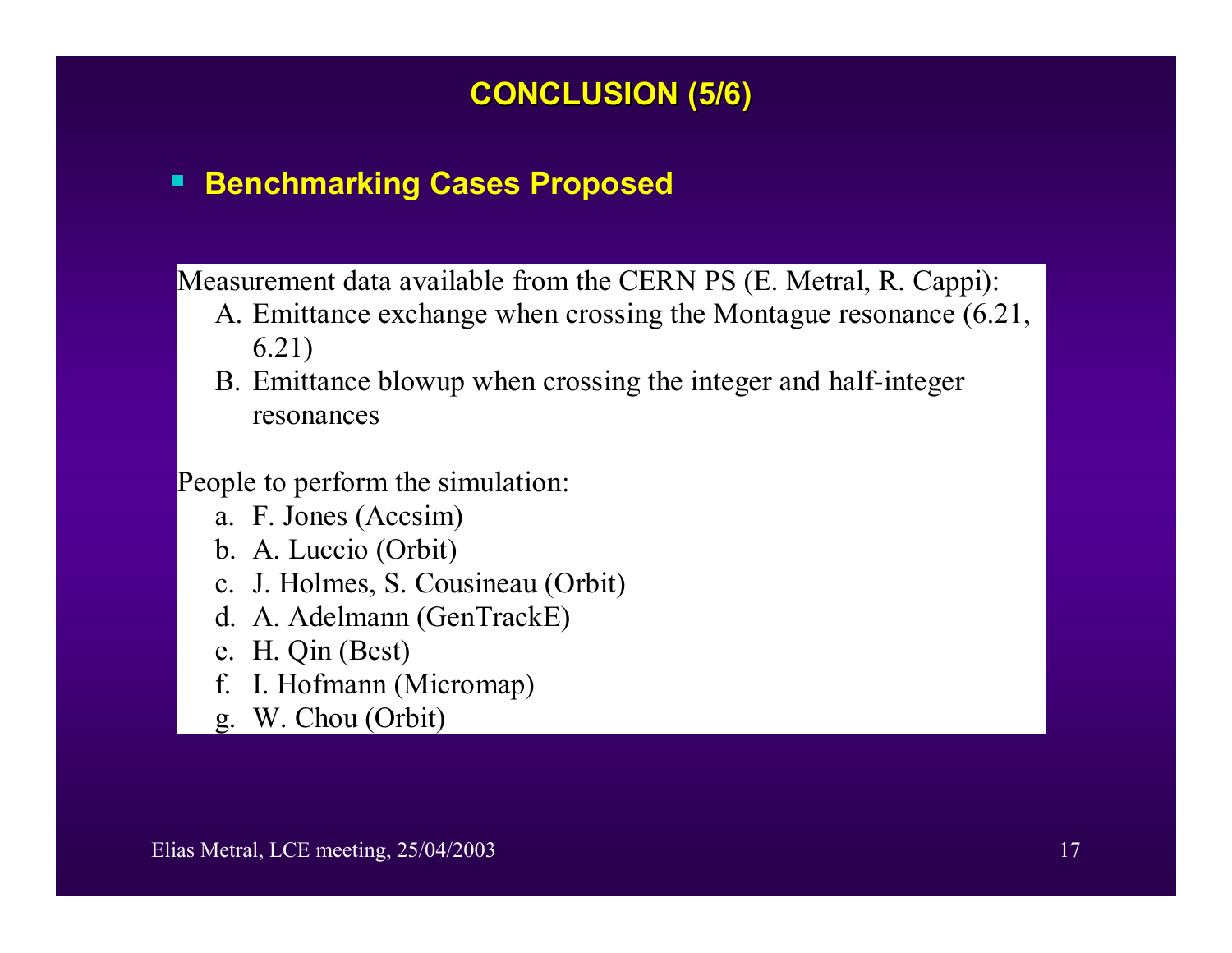# CONCLUSION (5/6)

- **Benchmarking Cases Proposed**

Measurement data available from the CERN PS (E. Metral, R. Cappi):

A. Emittance exchange when crossing the Montague resonance (6.21, 6.21)
B. Emittance blowup when crossing the integer and half-integer resonances

People to perform the simulation:

a. F. Jones (Accsim)
b. A. Luccio (Orbit)
c. J. Holmes, S. Cousineau (Orbit)
d. A. Adelmann (GenTrackE)
e. H. Qin (Best)
f. I. Hofmann (Micromap)
g. W. Chou (Orbit)

Elias Metral, LCE meeting, 25/04/2003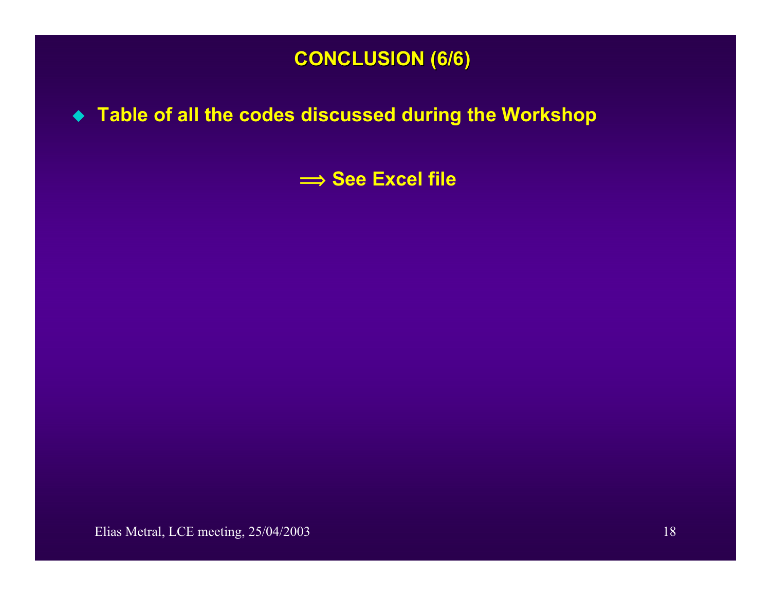# CONCLUSION (6/6)

- **Table of all the codes discussed during the Workshop**

**$\Longrightarrow$ See Excel file**